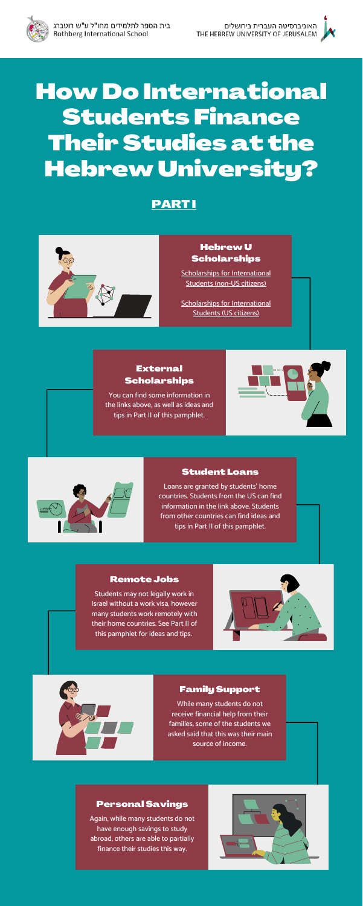בית הספר לתלמידים מחו"ל ע"ש רוטברג
Rothberg International School

האוניברסיטה העברית בירושלים
THE HEBREW UNIVERSITY OF JERUSALEM

# How Do International Students Finance Their Studies at the Hebrew University?

## PART I

### Hebrew U Scholarships

Scholarships for International Students (non-US citizens)

Scholarships for International Students (US citizens)

### External Scholarships

You can find some information in the links above, as well as ideas and tips in Part II of this pamphlet.

### Student Loans

Loans are granted by students' home countries. Students from the US can find information in the link above. Students from other countries can find ideas and tips in Part II of this pamphlet.

### Remote Jobs

Students may not legally work in Israel without a work visa, however many students work remotely with their home countries. See Part II of this pamphlet for ideas and tips.

### Family Support

While many students do not receive financial help from their families, some of the students we asked said that this was their main source of income.

### Personal Savings

Again, while many students do not have enough savings to study abroad, others are able to partially finance their studies this way.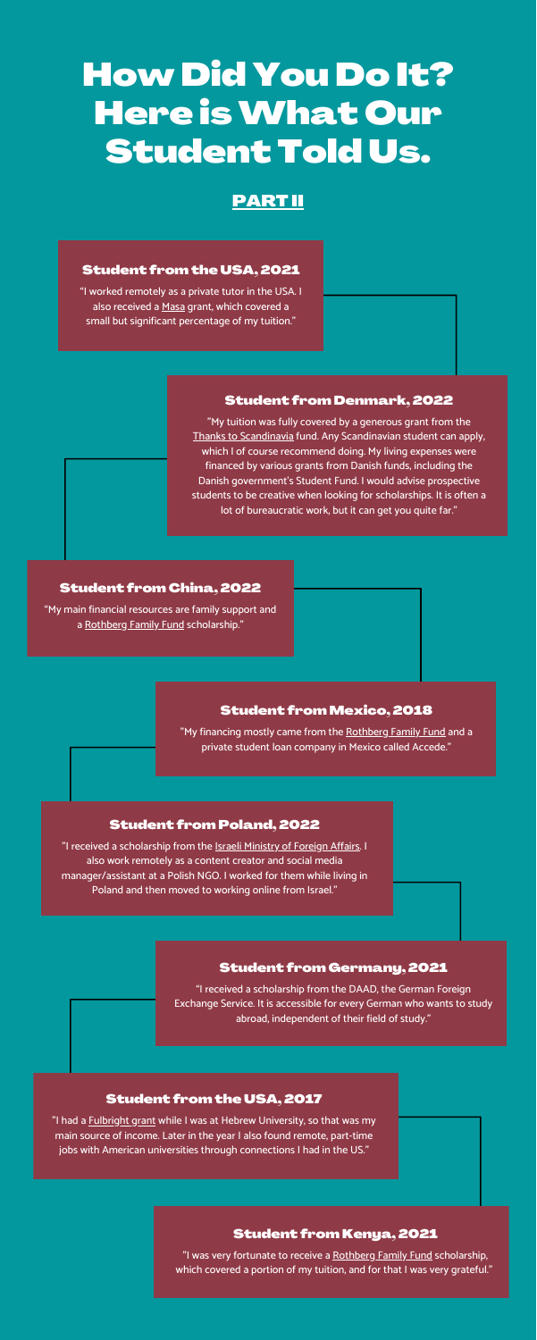# How Did You Do It? Here is What Our Student Told Us.

## PART II

### Student from the USA, 2021

"I worked remotely as a private tutor in the USA. I also received a Masa grant, which covered a small but significant percentage of my tuition."

### Student from Denmark, 2022

"My tuition was fully covered by a generous grant from the Thanks to Scandinavia fund. Any Scandinavian student can apply, which I of course recommend doing. My living expenses were financed by various grants from Danish funds, including the Danish government's Student Fund. I would advise prospective students to be creative when looking for scholarships. It is often a lot of bureaucratic work, but it can get you quite far."

### Student from China, 2022

"My main financial resources are family support and a Rothberg Family Fund scholarship."

### Student from Mexico, 2018

"My financing mostly came from the Rothberg Family Fund and a private student loan company in Mexico called Accede."

### Student from Poland, 2022

"I received a scholarship from the Israeli Ministry of Foreign Affairs. I also work remotely as a content creator and social media manager/assistant at a Polish NGO. I worked for them while living in Poland and then moved to working online from Israel."

### Student from Germany, 2021

"I received a scholarship from the DAAD, the German Foreign Exchange Service. It is accessible for every German who wants to study abroad, independent of their field of study."

### Student from the USA, 2017

"I had a Fulbright grant while I was at Hebrew University, so that was my main source of income. Later in the year I also found remote, part-time jobs with American universities through connections I had in the US."

### Student from Kenya, 2021

"I was very fortunate to receive a Rothberg Family Fund scholarship, which covered a portion of my tuition, and for that I was very grateful."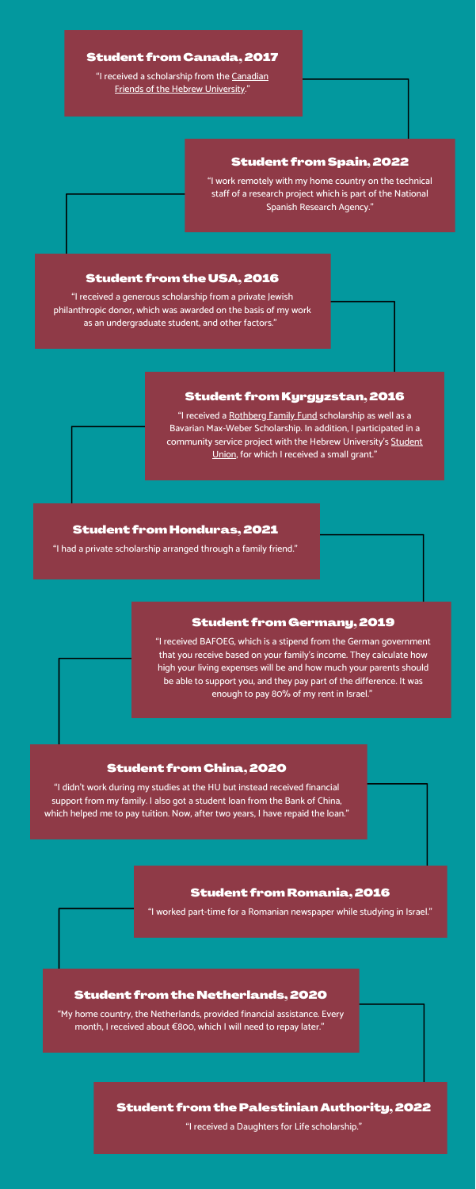### Student from Canada, 2017

"I received a scholarship from the Canadian Friends of the Hebrew University."

### Student from Spain, 2022

"I work remotely with my home country on the technical staff of a research project which is part of the National Spanish Research Agency."

### Student from the USA, 2016

"I received a generous scholarship from a private Jewish philanthropic donor, which was awarded on the basis of my work as an undergraduate student, and other factors."

### Student from Kyrgyzstan, 2016

"I received a Rothberg Family Fund scholarship as well as a Bavarian Max-Weber Scholarship. In addition, I participated in a community service project with the Hebrew University's Student Union, for which I received a small grant."

### Student from Honduras, 2021

"I had a private scholarship arranged through a family friend."

### Student from Germany, 2019

"I received BAFOEG, which is a stipend from the German government that you receive based on your family's income. They calculate how high your living expenses will be and how much your parents should be able to support you, and they pay part of the difference. It was enough to pay 80% of my rent in Israel."

### Student from China, 2020

"I didn't work during my studies at the HU but instead received financial support from my family. I also got a student loan from the Bank of China, which helped me to pay tuition. Now, after two years, I have repaid the loan."

### Student from Romania, 2016

"I worked part-time for a Romanian newspaper while studying in Israel."

### Student from the Netherlands, 2020

"My home country, the Netherlands, provided financial assistance. Every month, I received about €800, which I will need to repay later."

### Student from the Palestinian Authority, 2022

"I received a Daughters for Life scholarship."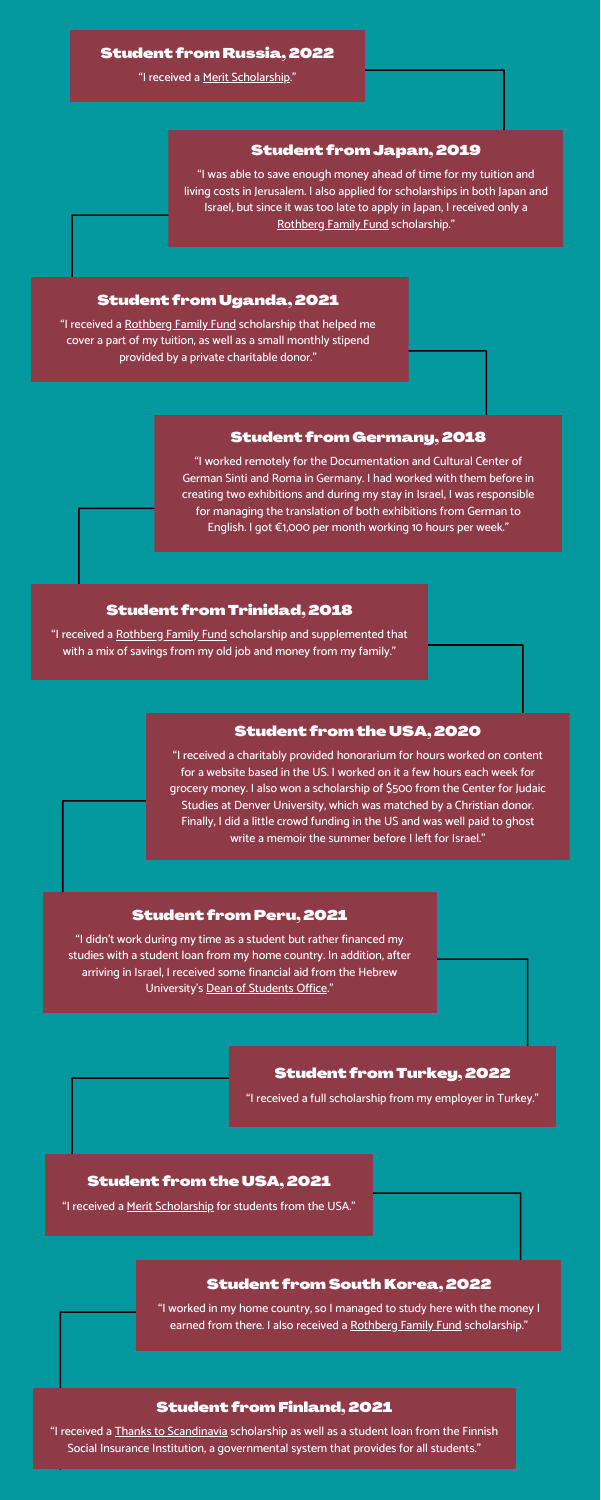### Student from Russia, 2022

"I received a Merit Scholarship."

### Student from Japan, 2019

"I was able to save enough money ahead of time for my tuition and living costs in Jerusalem. I also applied for scholarships in both Japan and Israel, but since it was too late to apply in Japan, I received only a Rothberg Family Fund scholarship."

### Student from Uganda, 2021

"I received a Rothberg Family Fund scholarship that helped me cover a part of my tuition, as well as a small monthly stipend provided by a private charitable donor."

### Student from Germany, 2018

"I worked remotely for the Documentation and Cultural Center of German Sinti and Roma in Germany. I had worked with them before in creating two exhibitions and during my stay in Israel, I was responsible for managing the translation of both exhibitions from German to English. I got €1,000 per month working 10 hours per week."

### Student from Trinidad, 2018

"I received a Rothberg Family Fund scholarship and supplemented that with a mix of savings from my old job and money from my family."

### Student from the USA, 2020

"I received a charitably provided honorarium for hours worked on content for a website based in the US. I worked on it a few hours each week for grocery money. I also won a scholarship of $500 from the Center for Judaic Studies at Denver University, which was matched by a Christian donor. Finally, I did a little crowd funding in the US and was well paid to ghost write a memoir the summer before I left for Israel."

### Student from Peru, 2021

"I didn't work during my time as a student but rather financed my studies with a student loan from my home country. In addition, after arriving in Israel, I received some financial aid from the Hebrew University's Dean of Students Office."

### Student from Turkey, 2022

"I received a full scholarship from my employer in Turkey."

### Student from the USA, 2021

"I received a Merit Scholarship for students from the USA."

### Student from South Korea, 2022

"I worked in my home country, so I managed to study here with the money I earned from there. I also received a Rothberg Family Fund scholarship."

### Student from Finland, 2021

"I received a Thanks to Scandinavia scholarship as well as a student loan from the Finnish Social Insurance Institution, a governmental system that provides for all students."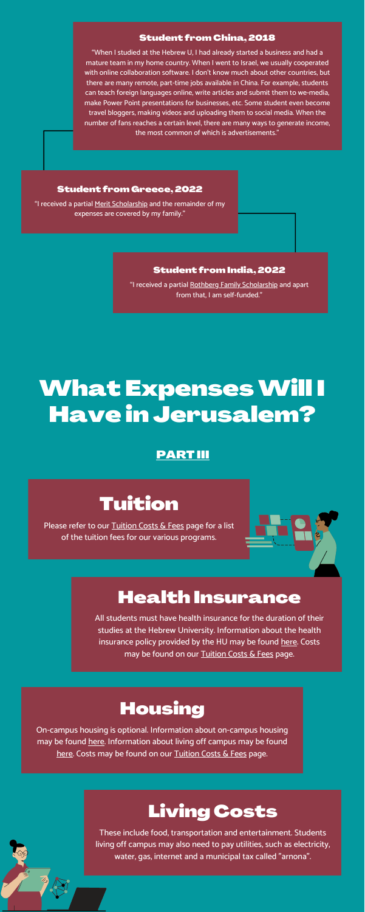### Student from China, 2018

"When I studied at the Hebrew U, I had already started a business and had a mature team in my home country. When I went to Israel, we usually cooperated with online collaboration software. I don't know much about other countries, but there are many remote, part-time jobs available in China. For example, students can teach foreign languages online, write articles and submit them to we-media, make Power Point presentations for businesses, etc. Some student even become travel bloggers, making videos and uploading them to social media. When the number of fans reaches a certain level, there are many ways to generate income, the most common of which is advertisements."

### Student from Greece, 2022

"I received a partial Merit Scholarship and the remainder of my expenses are covered by my family."

### Student from India, 2022

"I received a partial Rothberg Family Scholarship and apart from that, I am self-funded."

# What Expenses Will I Have in Jerusalem?

**PART III**

## Tuition

Please refer to our Tuition Costs & Fees page for a list of the tuition fees for our various programs.

## Health Insurance

All students must have health insurance for the duration of their studies at the Hebrew University. Information about the health insurance policy provided by the HU may be found here. Costs may be found on our Tuition Costs & Fees page.

## Housing

On-campus housing is optional. Information about on-campus housing may be found here. Information about living off campus may be found here. Costs may be found on our Tuition Costs & Fees page.

## Living Costs

These include food, transportation and entertainment. Students living off campus may also need to pay utilities, such as electricity, water, gas, internet and a municipal tax called "arnona".